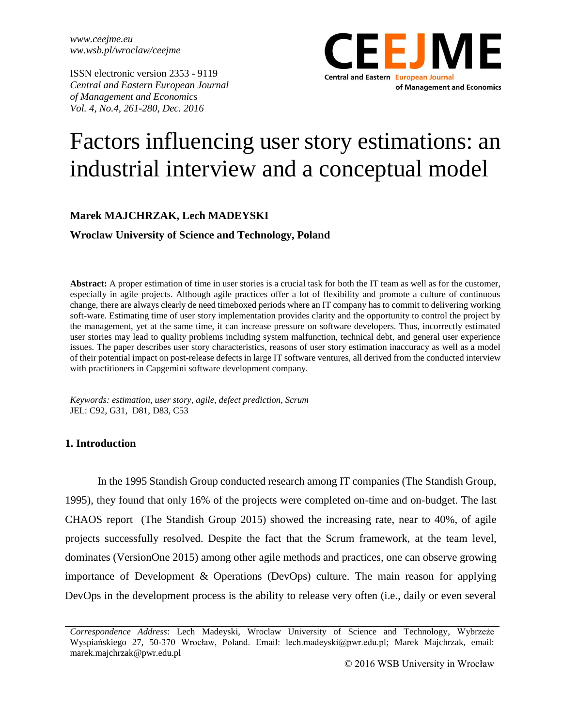www.ceejme.eu
ww.wsb.pl/wroclaw/ceejme

ISSN electronic version 2353 - 9119
*Central and Eastern European Journal of Management and Economics*
*Vol. 4, No.4, 261-280, Dec. 2016*

# Factors influencing user story estimations: an industrial interview and a conceptual model

**Marek MAJCHRZAK, Lech MADEYSKI**

**Wroclaw University of Science and Technology, Poland**

**Abstract:** A proper estimation of time in user stories is a crucial task for both the IT team as well as for the customer, especially in agile projects. Although agile practices offer a lot of flexibility and promote a culture of continuous change, there are always clearly de need timeboxed periods where an IT company has to commit to delivering working soft-ware. Estimating time of user story implementation provides clarity and the opportunity to control the project by the management, yet at the same time, it can increase pressure on software developers. Thus, incorrectly estimated user stories may lead to quality problems including system malfunction, technical debt, and general user experience issues. The paper describes user story characteristics, reasons of user story estimation inaccuracy as well as a model of their potential impact on post-release defects in large IT software ventures, all derived from the conducted interview with practitioners in Capgemini software development company.

*Keywords: estimation, user story, agile, defect prediction, Scrum*
JEL: C92, G31, D81, D83, C53

## 1. Introduction

In the 1995 Standish Group conducted research among IT companies (The Standish Group, 1995), they found that only 16% of the projects were completed on-time and on-budget. The last CHAOS report (The Standish Group 2015) showed the increasing rate, near to 40%, of agile projects successfully resolved. Despite the fact that the Scrum framework, at the team level, dominates (VersionOne 2015) among other agile methods and practices, one can observe growing importance of Development & Operations (DevOps) culture. The main reason for applying DevOps in the development process is the ability to release very often (i.e., daily or even several

*Correspondence Address*: Lech Madeyski, Wroclaw University of Science and Technology, Wybrzeże Wyspiańskiego 27, 50-370 Wrocław, Poland. Email: lech.madeyski@pwr.edu.pl; Marek Majchrzak, email: marek.majchrzak@pwr.edu.pl

© 2016 WSB University in Wrocław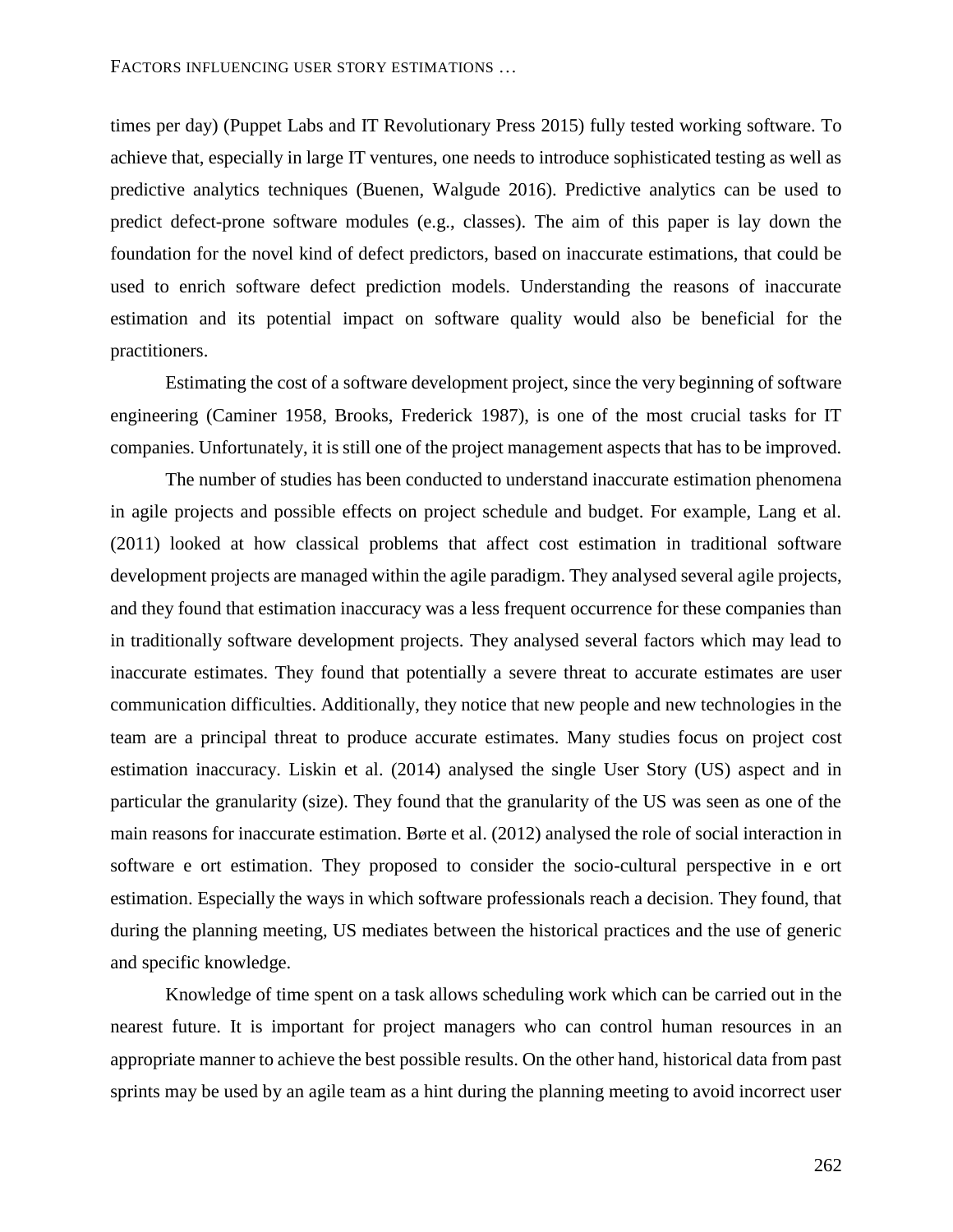times per day) (Puppet Labs and IT Revolutionary Press 2015) fully tested working software. To achieve that, especially in large IT ventures, one needs to introduce sophisticated testing as well as predictive analytics techniques (Buenen, Walgude 2016). Predictive analytics can be used to predict defect-prone software modules (e.g., classes). The aim of this paper is lay down the foundation for the novel kind of defect predictors, based on inaccurate estimations, that could be used to enrich software defect prediction models. Understanding the reasons of inaccurate estimation and its potential impact on software quality would also be beneficial for the practitioners.

Estimating the cost of a software development project, since the very beginning of software engineering (Caminer 1958, Brooks, Frederick 1987), is one of the most crucial tasks for IT companies. Unfortunately, it is still one of the project management aspects that has to be improved.

The number of studies has been conducted to understand inaccurate estimation phenomena in agile projects and possible effects on project schedule and budget. For example, Lang et al. (2011) looked at how classical problems that affect cost estimation in traditional software development projects are managed within the agile paradigm. They analysed several agile projects, and they found that estimation inaccuracy was a less frequent occurrence for these companies than in traditionally software development projects. They analysed several factors which may lead to inaccurate estimates. They found that potentially a severe threat to accurate estimates are user communication difficulties. Additionally, they notice that new people and new technologies in the team are a principal threat to produce accurate estimates. Many studies focus on project cost estimation inaccuracy. Liskin et al. (2014) analysed the single User Story (US) aspect and in particular the granularity (size). They found that the granularity of the US was seen as one of the main reasons for inaccurate estimation. Børte et al. (2012) analysed the role of social interaction in software e ort estimation. They proposed to consider the socio-cultural perspective in e ort estimation. Especially the ways in which software professionals reach a decision. They found, that during the planning meeting, US mediates between the historical practices and the use of generic and specific knowledge.

Knowledge of time spent on a task allows scheduling work which can be carried out in the nearest future. It is important for project managers who can control human resources in an appropriate manner to achieve the best possible results. On the other hand, historical data from past sprints may be used by an agile team as a hint during the planning meeting to avoid incorrect user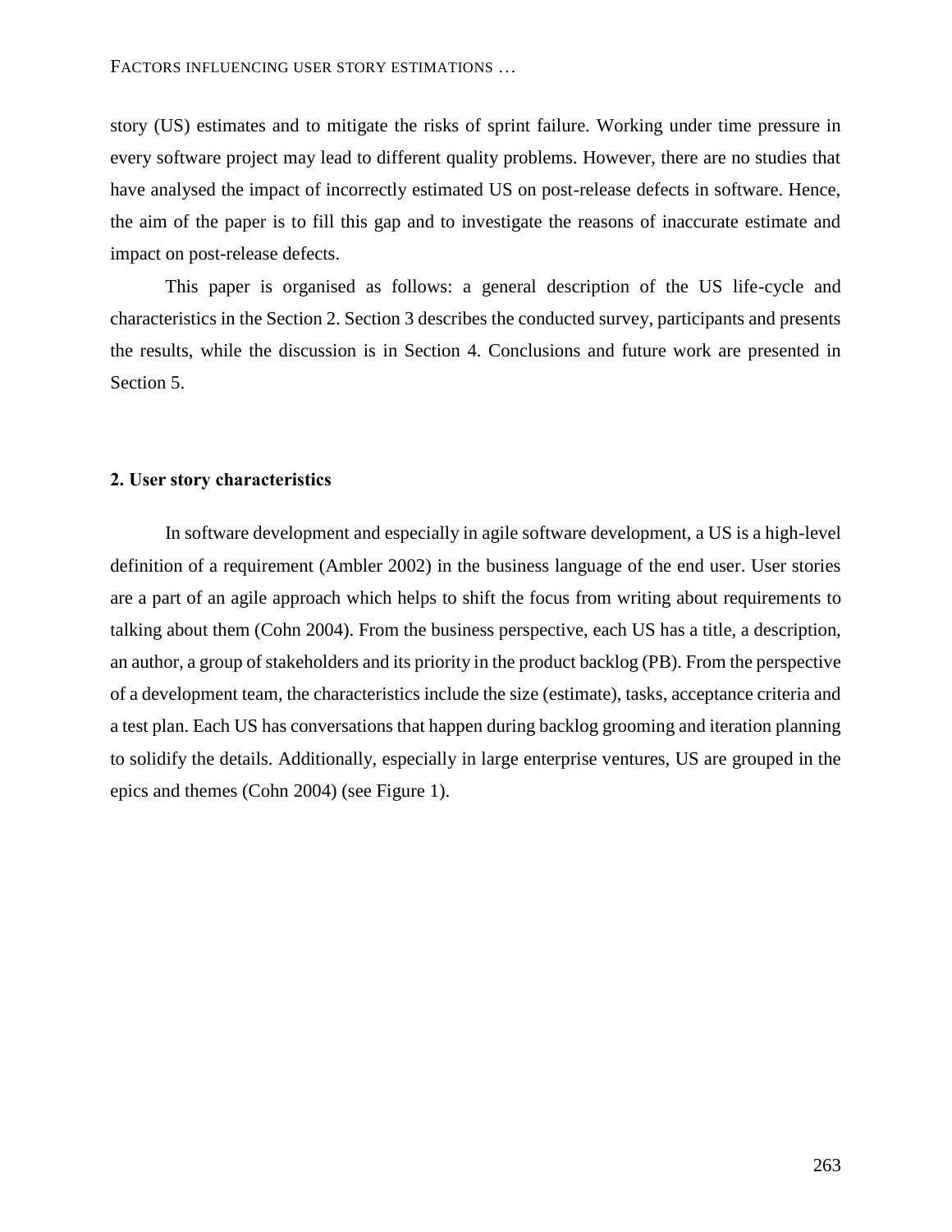story (US) estimates and to mitigate the risks of sprint failure. Working under time pressure in every software project may lead to different quality problems. However, there are no studies that have analysed the impact of incorrectly estimated US on post-release defects in software. Hence, the aim of the paper is to fill this gap and to investigate the reasons of inaccurate estimate and impact on post-release defects.

This paper is organised as follows: a general description of the US life-cycle and characteristics in the Section 2. Section 3 describes the conducted survey, participants and presents the results, while the discussion is in Section 4. Conclusions and future work are presented in Section 5.

## 2. User story characteristics

In software development and especially in agile software development, a US is a high-level definition of a requirement (Ambler 2002) in the business language of the end user. User stories are a part of an agile approach which helps to shift the focus from writing about requirements to talking about them (Cohn 2004). From the business perspective, each US has a title, a description, an author, a group of stakeholders and its priority in the product backlog (PB). From the perspective of a development team, the characteristics include the size (estimate), tasks, acceptance criteria and a test plan. Each US has conversations that happen during backlog grooming and iteration planning to solidify the details. Additionally, especially in large enterprise ventures, US are grouped in the epics and themes (Cohn 2004) (see Figure 1).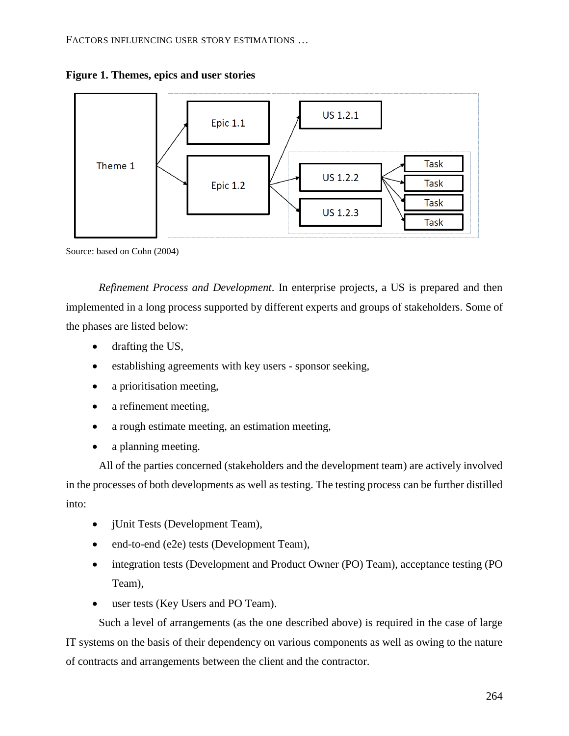**Figure 1. Themes, epics and user stories**

Source: based on Cohn (2004)

*Refinement Process and Development*. In enterprise projects, a US is prepared and then implemented in a long process supported by different experts and groups of stakeholders. Some of the phases are listed below:

- drafting the US,
- establishing agreements with key users - sponsor seeking,
- a prioritisation meeting,
- a refinement meeting,
- a rough estimate meeting, an estimation meeting,
- a planning meeting.

All of the parties concerned (stakeholders and the development team) are actively involved in the processes of both developments as well as testing. The testing process can be further distilled into:

- jUnit Tests (Development Team),
- end-to-end (e2e) tests (Development Team),
- integration tests (Development and Product Owner (PO) Team), acceptance testing (PO Team),
- user tests (Key Users and PO Team).

Such a level of arrangements (as the one described above) is required in the case of large IT systems on the basis of their dependency on various components as well as owing to the nature of contracts and arrangements between the client and the contractor.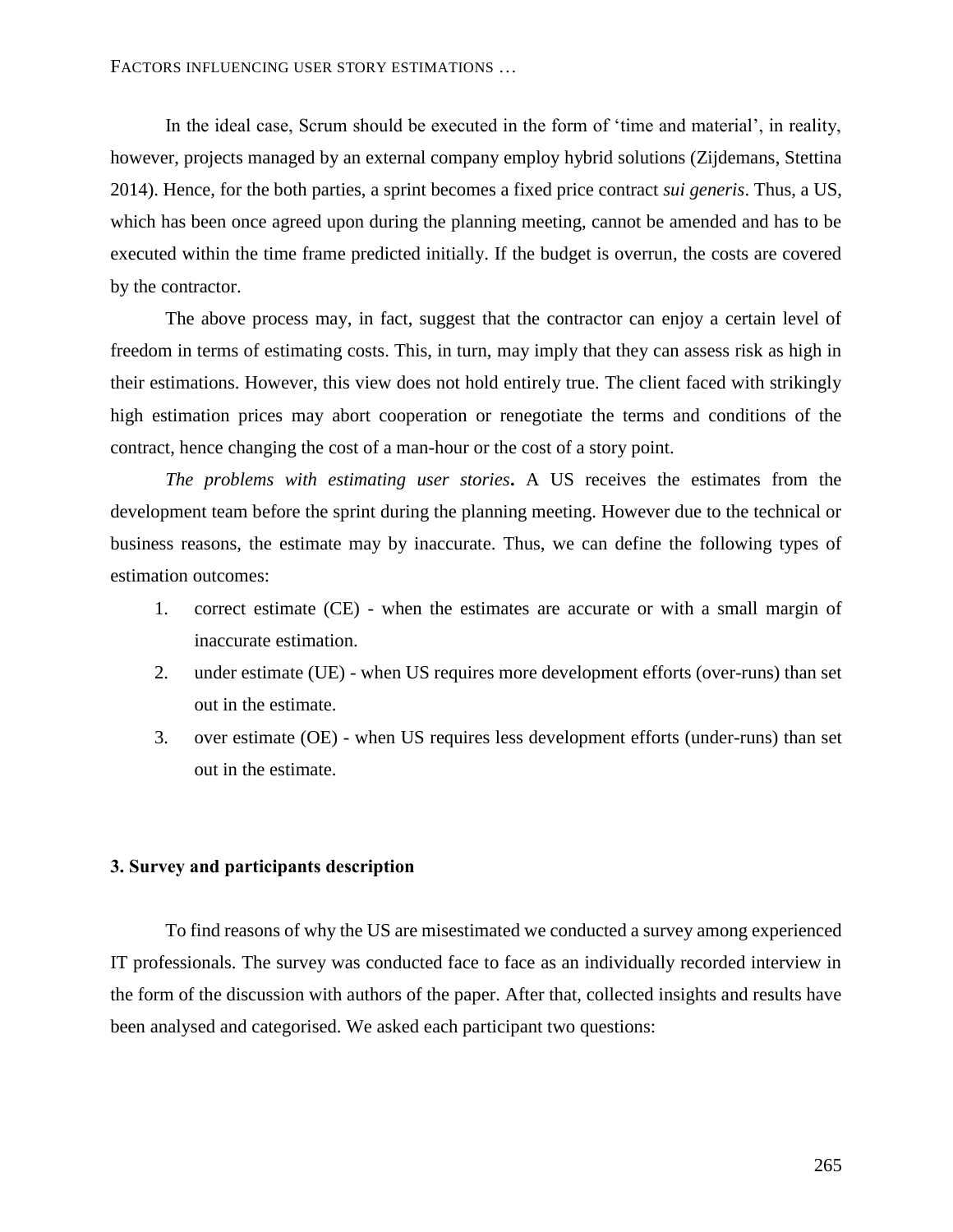In the ideal case, Scrum should be executed in the form of 'time and material', in reality, however, projects managed by an external company employ hybrid solutions (Zijdemans, Stettina 2014). Hence, for the both parties, a sprint becomes a fixed price contract *sui generis*. Thus, a US, which has been once agreed upon during the planning meeting, cannot be amended and has to be executed within the time frame predicted initially. If the budget is overrun, the costs are covered by the contractor.

The above process may, in fact, suggest that the contractor can enjoy a certain level of freedom in terms of estimating costs. This, in turn, may imply that they can assess risk as high in their estimations. However, this view does not hold entirely true. The client faced with strikingly high estimation prices may abort cooperation or renegotiate the terms and conditions of the contract, hence changing the cost of a man-hour or the cost of a story point.

*The problems with estimating user stories***.** A US receives the estimates from the development team before the sprint during the planning meeting. However due to the technical or business reasons, the estimate may by inaccurate. Thus, we can define the following types of estimation outcomes:

1. correct estimate (CE) - when the estimates are accurate or with a small margin of inaccurate estimation.
2. under estimate (UE) - when US requires more development efforts (over-runs) than set out in the estimate.
3. over estimate (OE) - when US requires less development efforts (under-runs) than set out in the estimate.

## 3. Survey and participants description

To find reasons of why the US are misestimated we conducted a survey among experienced IT professionals. The survey was conducted face to face as an individually recorded interview in the form of the discussion with authors of the paper. After that, collected insights and results have been analysed and categorised. We asked each participant two questions: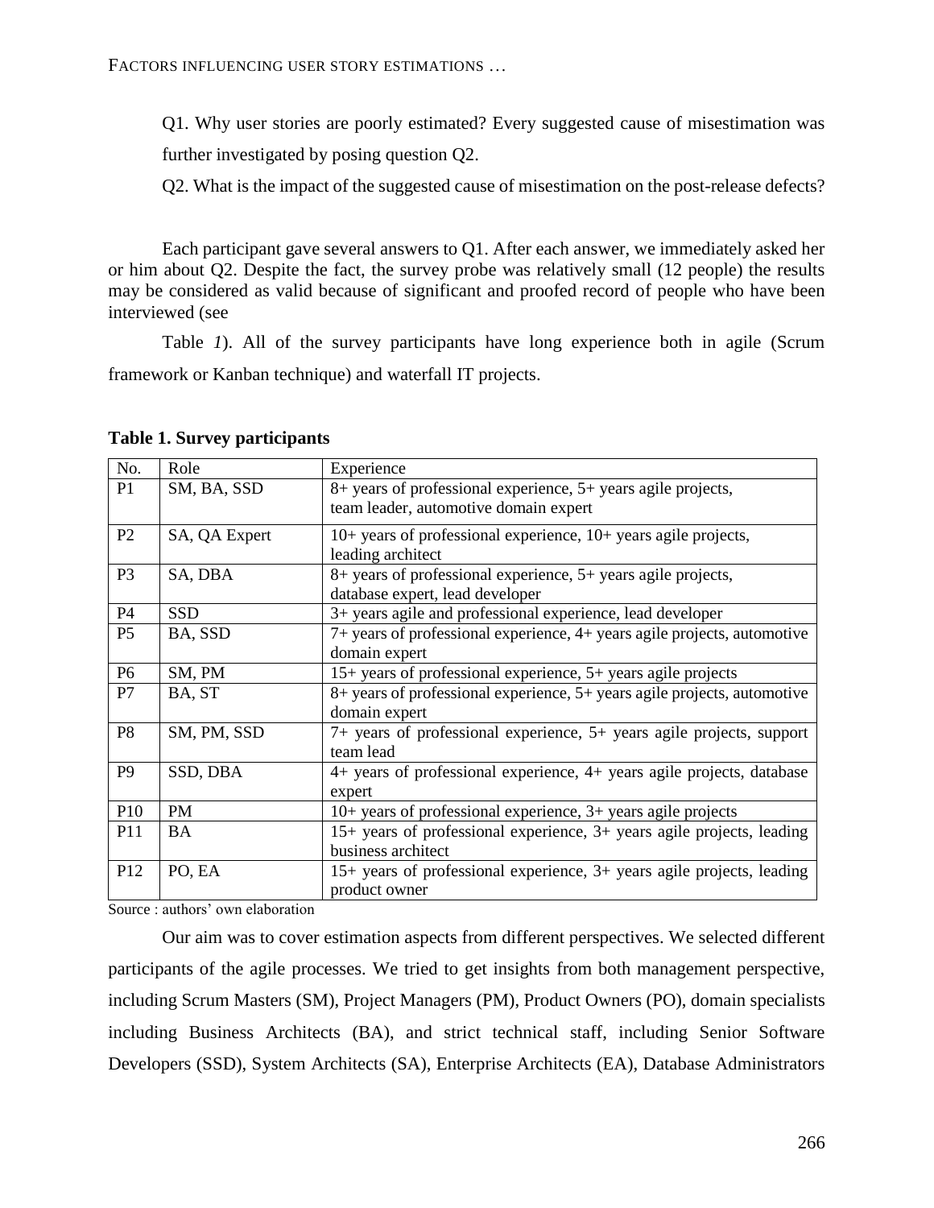Q1. Why user stories are poorly estimated? Every suggested cause of misestimation was further investigated by posing question Q2.

Q2. What is the impact of the suggested cause of misestimation on the post-release defects?

Each participant gave several answers to Q1. After each answer, we immediately asked her or him about Q2. Despite the fact, the survey probe was relatively small (12 people) the results may be considered as valid because of significant and proofed record of people who have been interviewed (see

Table *1*). All of the survey participants have long experience both in agile (Scrum framework or Kanban technique) and waterfall IT projects.

**Table 1. Survey participants**

| No. | Role | Experience |
|---|---|---|
| P1 | SM, BA, SSD | 8+ years of professional experience, 5+ years agile projects, team leader, automotive domain expert |
| P2 | SA, QA Expert | 10+ years of professional experience, 10+ years agile projects, leading architect |
| P3 | SA, DBA | 8+ years of professional experience, 5+ years agile projects, database expert, lead developer |
| P4 | SSD | 3+ years agile and professional experience, lead developer |
| P5 | BA, SSD | 7+ years of professional experience, 4+ years agile projects, automotive domain expert |
| P6 | SM, PM | 15+ years of professional experience, 5+ years agile projects |
| P7 | BA, ST | 8+ years of professional experience, 5+ years agile projects, automotive domain expert |
| P8 | SM, PM, SSD | 7+ years of professional experience, 5+ years agile projects, support team lead |
| P9 | SSD, DBA | 4+ years of professional experience, 4+ years agile projects, database expert |
| P10 | PM | 10+ years of professional experience, 3+ years agile projects |
| P11 | BA | 15+ years of professional experience, 3+ years agile projects, leading business architect |
| P12 | PO, EA | 15+ years of professional experience, 3+ years agile projects, leading product owner |

Source : authors' own elaboration

Our aim was to cover estimation aspects from different perspectives. We selected different participants of the agile processes. We tried to get insights from both management perspective, including Scrum Masters (SM), Project Managers (PM), Product Owners (PO), domain specialists including Business Architects (BA), and strict technical staff, including Senior Software Developers (SSD), System Architects (SA), Enterprise Architects (EA), Database Administrators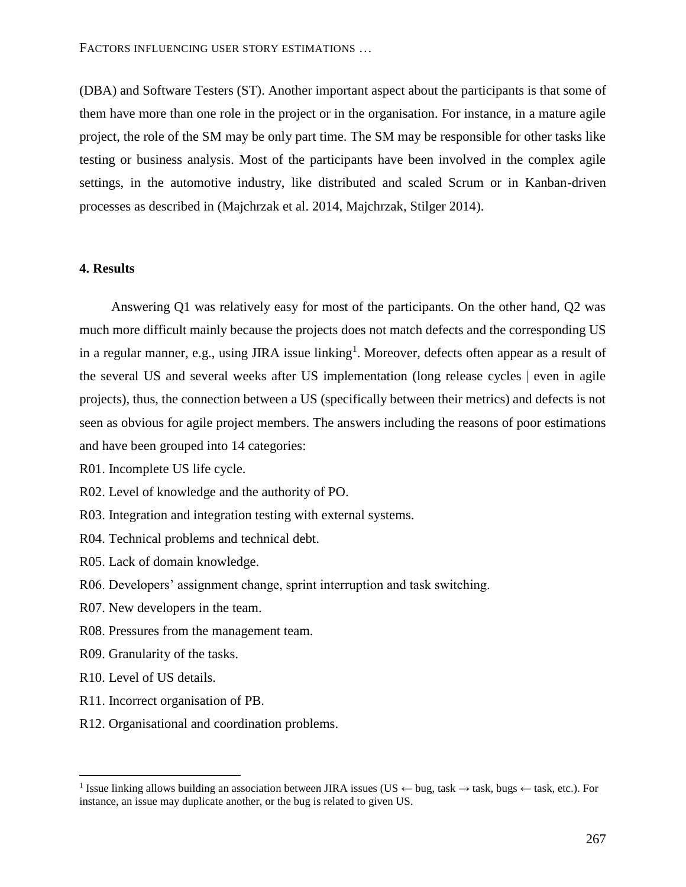(DBA) and Software Testers (ST). Another important aspect about the participants is that some of them have more than one role in the project or in the organisation. For instance, in a mature agile project, the role of the SM may be only part time. The SM may be responsible for other tasks like testing or business analysis. Most of the participants have been involved in the complex agile settings, in the automotive industry, like distributed and scaled Scrum or in Kanban-driven processes as described in (Majchrzak et al. 2014, Majchrzak, Stilger 2014).

## 4. Results

Answering Q1 was relatively easy for most of the participants. On the other hand, Q2 was much more difficult mainly because the projects does not match defects and the corresponding US in a regular manner, e.g., using JIRA issue linking[1]. Moreover, defects often appear as a result of the several US and several weeks after US implementation (long release cycles | even in agile projects), thus, the connection between a US (specifically between their metrics) and defects is not seen as obvious for agile project members. The answers including the reasons of poor estimations and have been grouped into 14 categories:

R01. Incomplete US life cycle.

R02. Level of knowledge and the authority of PO.

R03. Integration and integration testing with external systems.

R04. Technical problems and technical debt.

R05. Lack of domain knowledge.

R06. Developers' assignment change, sprint interruption and task switching.

R07. New developers in the team.

R08. Pressures from the management team.

R09. Granularity of the tasks.

R10. Level of US details.

R11. Incorrect organisation of PB.

R12. Organisational and coordination problems.

[1] Issue linking allows building an association between JIRA issues (US ← bug, task → task, bugs ← task, etc.). For instance, an issue may duplicate another, or the bug is related to given US.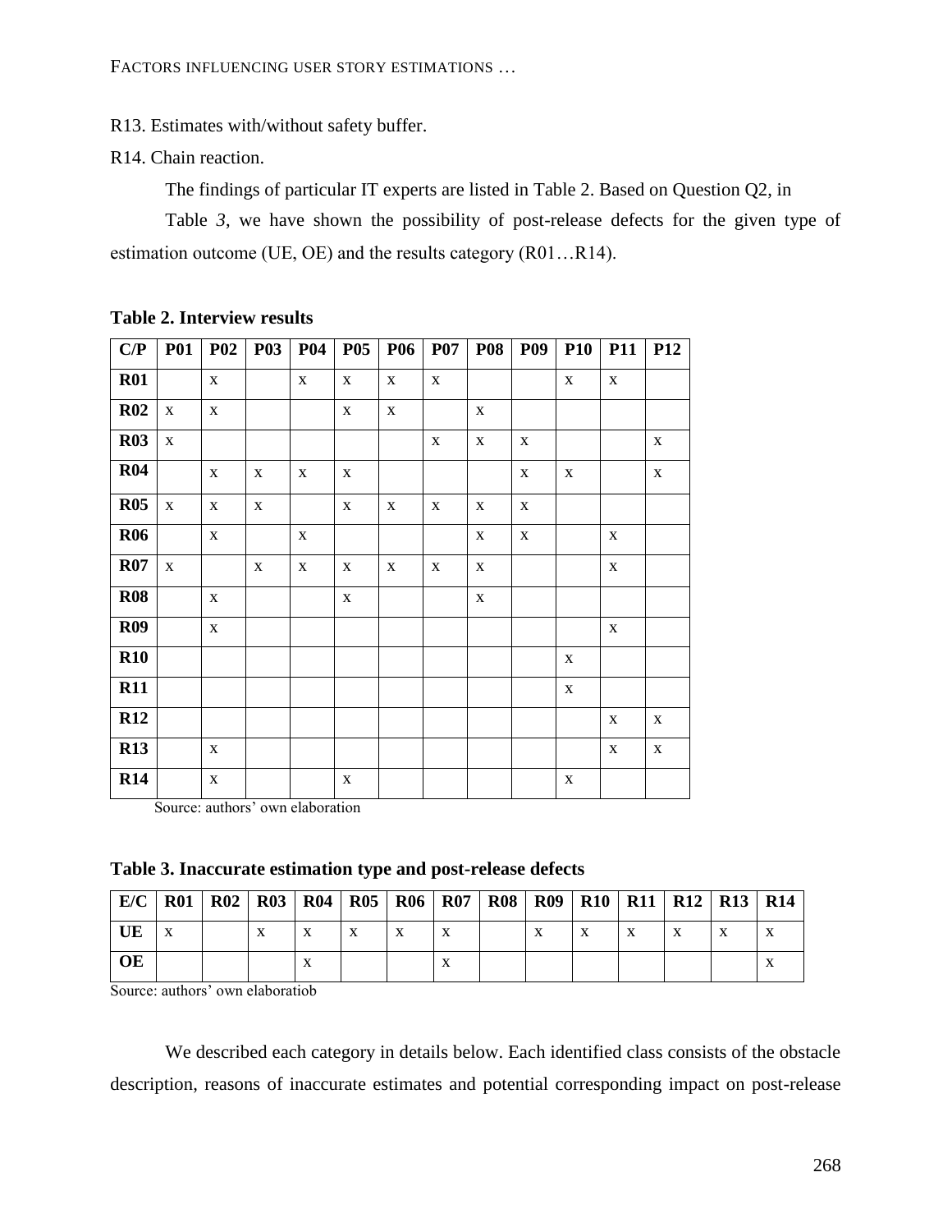R13. Estimates with/without safety buffer.

R14. Chain reaction.

The findings of particular IT experts are listed in Table 2. Based on Question Q2, in Table *3*, we have shown the possibility of post-release defects for the given type of estimation outcome (UE, OE) and the results category (R01…R14).

**Table 2. Interview results**

| C/P | P01 | P02 | P03 | P04 | P05 | P06 | P07 | P08 | P09 | P10 | P11 | P12 |
|---|---|---|---|---|---|---|---|---|---|---|---|---|
| **R01** | | x | | x | x | x | x | | | x | x | |
| **R02** | x | x | | | x | x | | x | | | | |
| **R03** | x | | | | | | x | x | x | | | x |
| **R04** | | x | x | x | x | | | | x | x | | x |
| **R05** | x | x | x | | x | x | x | x | x | | | |
| **R06** | | x | | x | | | | x | x | | x | |
| **R07** | x | | x | x | x | x | x | x | | | x | |
| **R08** | | x | | | x | | | x | | | | |
| **R09** | | x | | | | | | | | | x | |
| **R10** | | | | | | | | | | x | | |
| **R11** | | | | | | | | | | x | | |
| **R12** | | | | | | | | | | | x | x |
| **R13** | | x | | | | | | | | | x | x |
| **R14** | | x | | | x | | | | | x | | |

Source: authors' own elaboration

**Table 3. Inaccurate estimation type and post-release defects**

| E/C | R01 | R02 | R03 | R04 | R05 | R06 | R07 | R08 | R09 | R10 | R11 | R12 | R13 | R14 |
|---|---|---|---|---|---|---|---|---|---|---|---|---|---|---|
| **UE** | x | | x | x | x | x | x | | x | x | x | x | x | x |
| **OE** | | | | x | | | x | | | | | | | x |

Source: authors' own elaboratiob

We described each category in details below. Each identified class consists of the obstacle description, reasons of inaccurate estimates and potential corresponding impact on post-release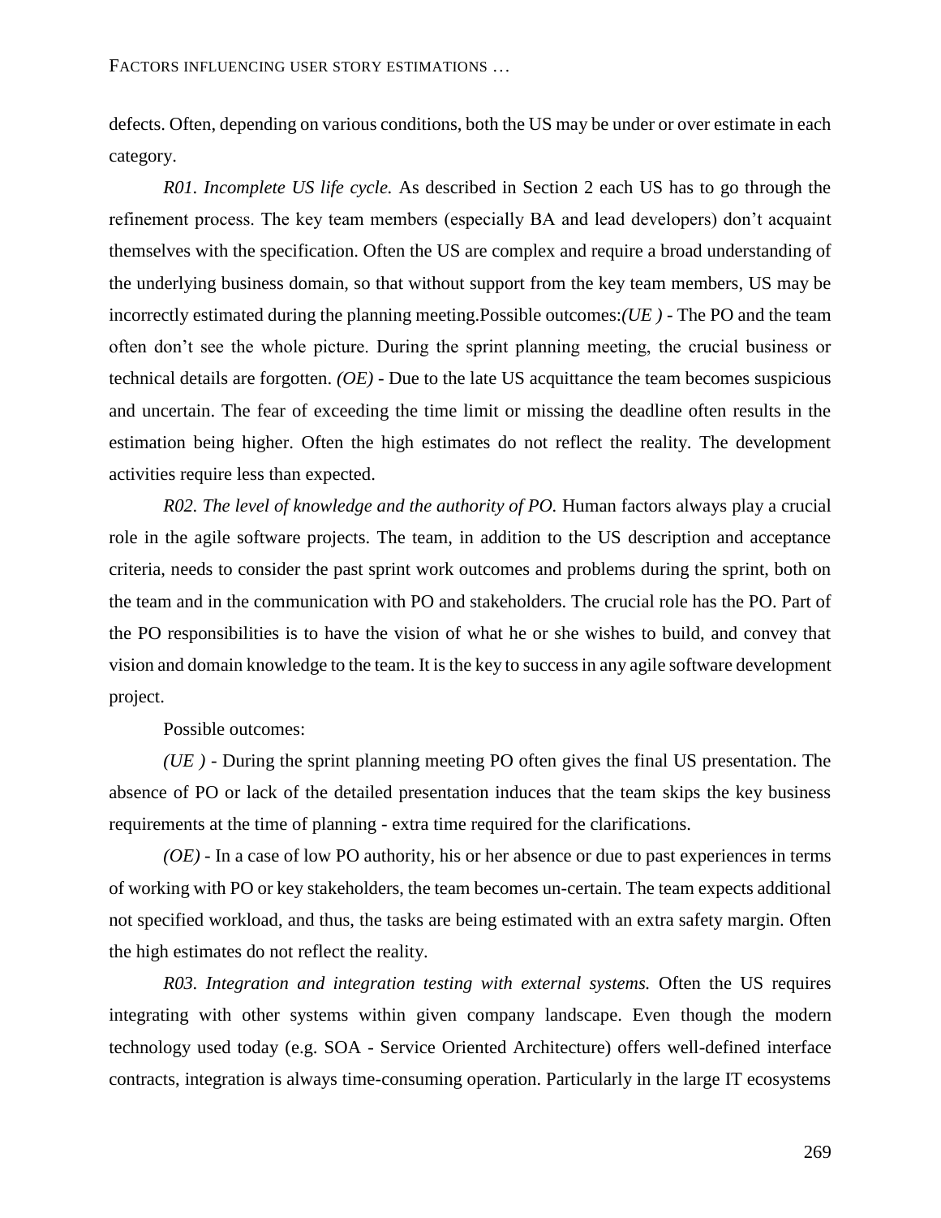defects. Often, depending on various conditions, both the US may be under or over estimate in each category.

*R01. Incomplete US life cycle.* As described in Section 2 each US has to go through the refinement process. The key team members (especially BA and lead developers) don't acquaint themselves with the specification. Often the US are complex and require a broad understanding of the underlying business domain, so that without support from the key team members, US may be incorrectly estimated during the planning meeting.Possible outcomes:*(UE )* - The PO and the team often don't see the whole picture. During the sprint planning meeting, the crucial business or technical details are forgotten. *(OE)* - Due to the late US acquittance the team becomes suspicious and uncertain. The fear of exceeding the time limit or missing the deadline often results in the estimation being higher. Often the high estimates do not reflect the reality. The development activities require less than expected.

*R02. The level of knowledge and the authority of PO.* Human factors always play a crucial role in the agile software projects. The team, in addition to the US description and acceptance criteria, needs to consider the past sprint work outcomes and problems during the sprint, both on the team and in the communication with PO and stakeholders. The crucial role has the PO. Part of the PO responsibilities is to have the vision of what he or she wishes to build, and convey that vision and domain knowledge to the team. It is the key to success in any agile software development project.

Possible outcomes:

*(UE )* - During the sprint planning meeting PO often gives the final US presentation. The absence of PO or lack of the detailed presentation induces that the team skips the key business requirements at the time of planning - extra time required for the clarifications.

*(OE)* - In a case of low PO authority, his or her absence or due to past experiences in terms of working with PO or key stakeholders, the team becomes un-certain. The team expects additional not specified workload, and thus, the tasks are being estimated with an extra safety margin. Often the high estimates do not reflect the reality.

*R03. Integration and integration testing with external systems.* Often the US requires integrating with other systems within given company landscape. Even though the modern technology used today (e.g. SOA - Service Oriented Architecture) offers well-defined interface contracts, integration is always time-consuming operation. Particularly in the large IT ecosystems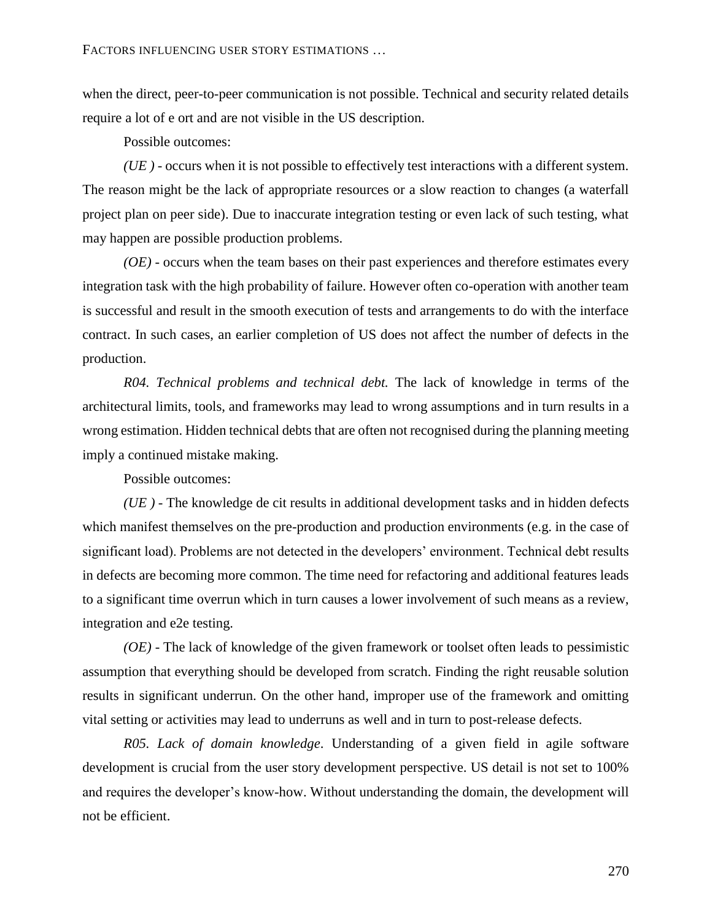when the direct, peer-to-peer communication is not possible. Technical and security related details require a lot of e ort and are not visible in the US description.

Possible outcomes:

*(UE )* - occurs when it is not possible to effectively test interactions with a different system. The reason might be the lack of appropriate resources or a slow reaction to changes (a waterfall project plan on peer side). Due to inaccurate integration testing or even lack of such testing, what may happen are possible production problems.

*(OE)* - occurs when the team bases on their past experiences and therefore estimates every integration task with the high probability of failure. However often co-operation with another team is successful and result in the smooth execution of tests and arrangements to do with the interface contract. In such cases, an earlier completion of US does not affect the number of defects in the production.

*R04. Technical problems and technical debt.* The lack of knowledge in terms of the architectural limits, tools, and frameworks may lead to wrong assumptions and in turn results in a wrong estimation. Hidden technical debts that are often not recognised during the planning meeting imply a continued mistake making.

Possible outcomes:

*(UE )* - The knowledge de cit results in additional development tasks and in hidden defects which manifest themselves on the pre-production and production environments (e.g. in the case of significant load). Problems are not detected in the developers' environment. Technical debt results in defects are becoming more common. The time need for refactoring and additional features leads to a significant time overrun which in turn causes a lower involvement of such means as a review, integration and e2e testing.

*(OE)* - The lack of knowledge of the given framework or toolset often leads to pessimistic assumption that everything should be developed from scratch. Finding the right reusable solution results in significant underrun. On the other hand, improper use of the framework and omitting vital setting or activities may lead to underruns as well and in turn to post-release defects.

*R05. Lack of domain knowledge*. Understanding of a given field in agile software development is crucial from the user story development perspective. US detail is not set to 100% and requires the developer's know-how. Without understanding the domain, the development will not be efficient.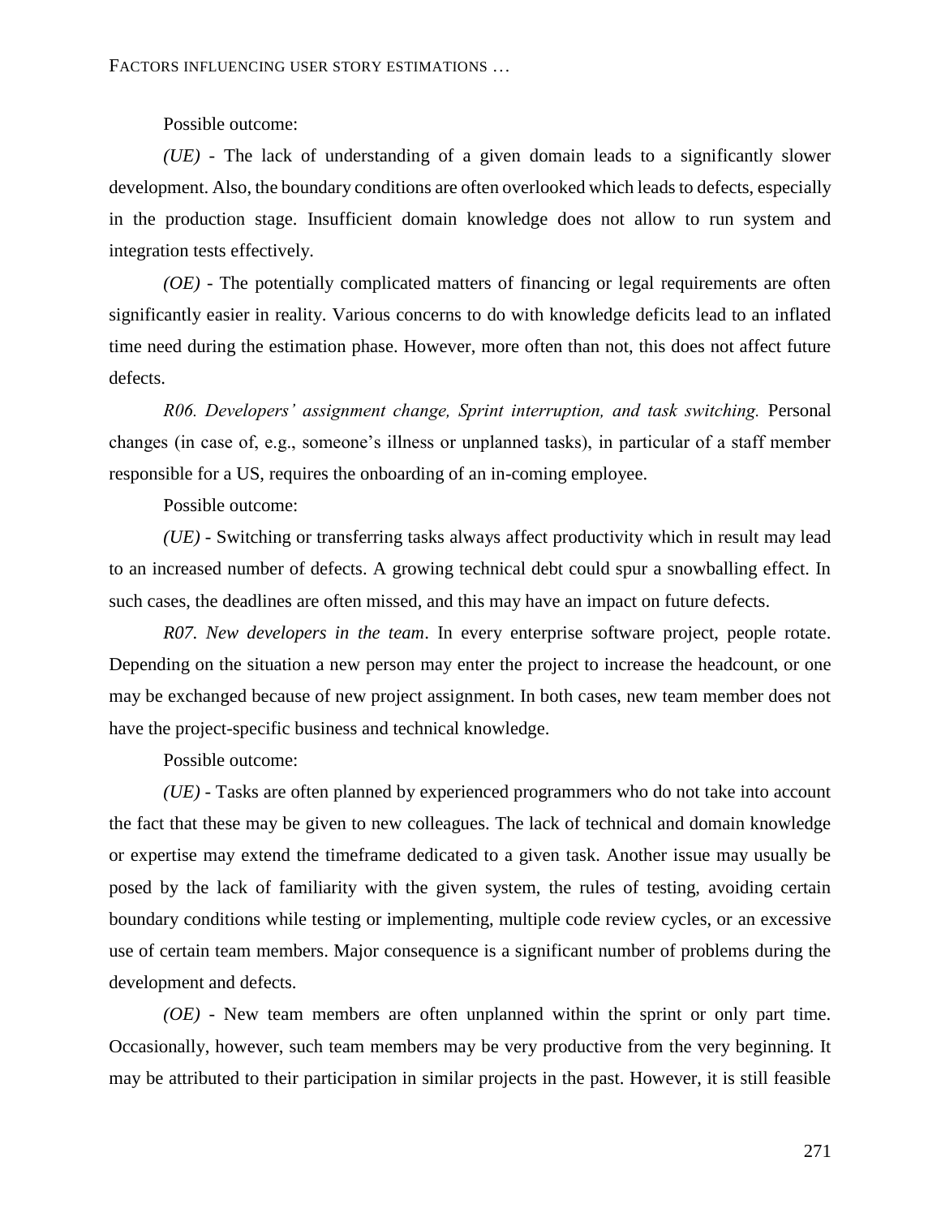Possible outcome:

*(UE)* - The lack of understanding of a given domain leads to a significantly slower development. Also, the boundary conditions are often overlooked which leads to defects, especially in the production stage. Insufficient domain knowledge does not allow to run system and integration tests effectively.

*(OE)* - The potentially complicated matters of financing or legal requirements are often significantly easier in reality. Various concerns to do with knowledge deficits lead to an inflated time need during the estimation phase. However, more often than not, this does not affect future defects.

*R06. Developers' assignment change, Sprint interruption, and task switching.* Personal changes (in case of, e.g., someone's illness or unplanned tasks), in particular of a staff member responsible for a US, requires the onboarding of an in-coming employee.

Possible outcome:

*(UE)* - Switching or transferring tasks always affect productivity which in result may lead to an increased number of defects. A growing technical debt could spur a snowballing effect. In such cases, the deadlines are often missed, and this may have an impact on future defects.

*R07. New developers in the team*. In every enterprise software project, people rotate. Depending on the situation a new person may enter the project to increase the headcount, or one may be exchanged because of new project assignment. In both cases, new team member does not have the project-specific business and technical knowledge.

Possible outcome:

*(UE)* - Tasks are often planned by experienced programmers who do not take into account the fact that these may be given to new colleagues. The lack of technical and domain knowledge or expertise may extend the timeframe dedicated to a given task. Another issue may usually be posed by the lack of familiarity with the given system, the rules of testing, avoiding certain boundary conditions while testing or implementing, multiple code review cycles, or an excessive use of certain team members. Major consequence is a significant number of problems during the development and defects.

*(OE)* - New team members are often unplanned within the sprint or only part time. Occasionally, however, such team members may be very productive from the very beginning. It may be attributed to their participation in similar projects in the past. However, it is still feasible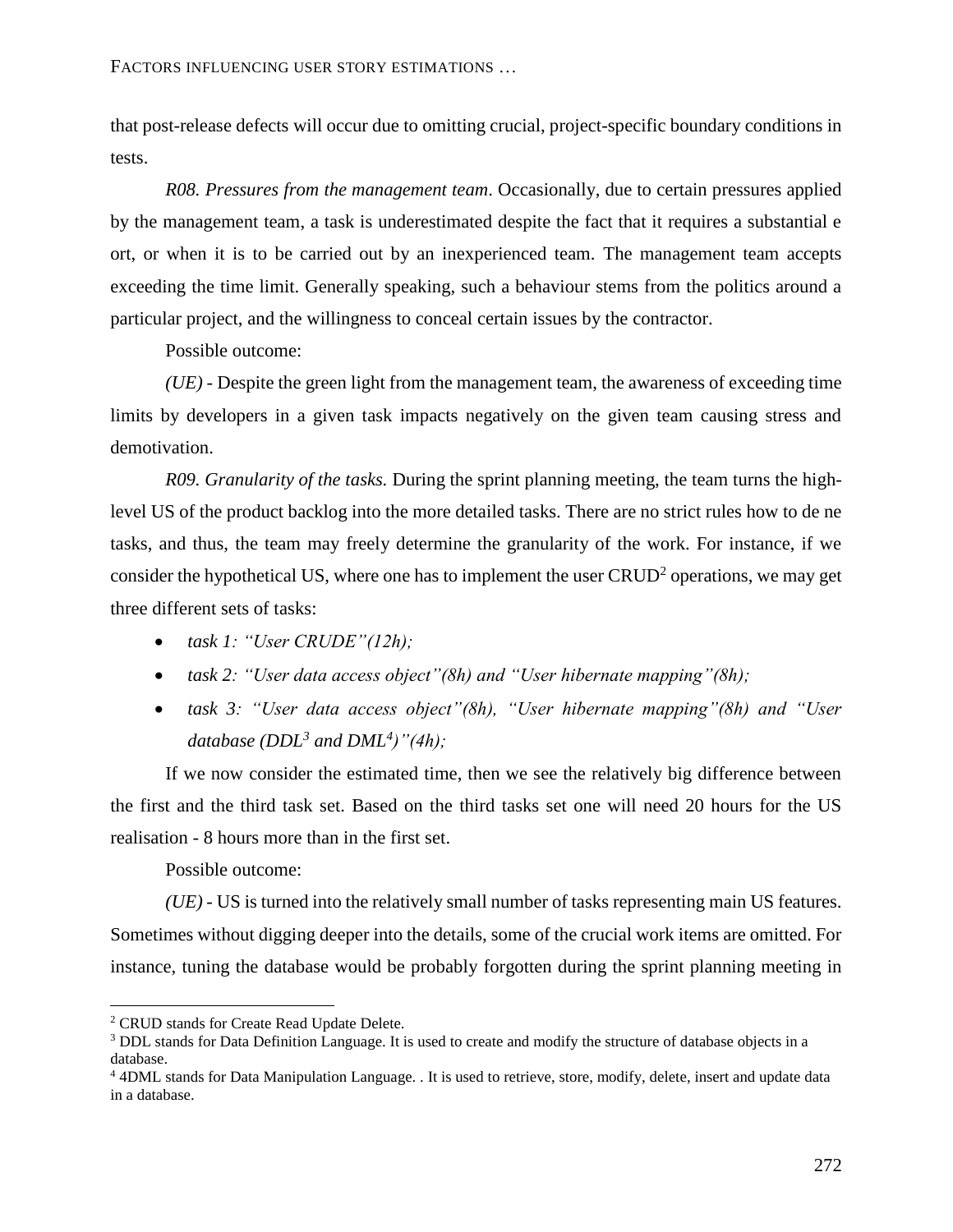that post-release defects will occur due to omitting crucial, project-specific boundary conditions in tests.

*R08. Pressures from the management team*. Occasionally, due to certain pressures applied by the management team, a task is underestimated despite the fact that it requires a substantial e ort, or when it is to be carried out by an inexperienced team. The management team accepts exceeding the time limit. Generally speaking, such a behaviour stems from the politics around a particular project, and the willingness to conceal certain issues by the contractor.

Possible outcome:

*(UE)* - Despite the green light from the management team, the awareness of exceeding time limits by developers in a given task impacts negatively on the given team causing stress and demotivation.

*R09. Granularity of the tasks.* During the sprint planning meeting, the team turns the high-level US of the product backlog into the more detailed tasks. There are no strict rules how to de ne tasks, and thus, the team may freely determine the granularity of the work. For instance, if we consider the hypothetical US, where one has to implement the user CRUD[2] operations, we may get three different sets of tasks:

- *task 1: "User CRUDE"(12h);*
- *task 2: "User data access object"(8h) and "User hibernate mapping"(8h);*
- *task 3: "User data access object"(8h), "User hibernate mapping"(8h) and "User database (DDL[3] and DML[4])"(4h);*

If we now consider the estimated time, then we see the relatively big difference between the first and the third task set. Based on the third tasks set one will need 20 hours for the US realisation - 8 hours more than in the first set.

Possible outcome:

*(UE)* - US is turned into the relatively small number of tasks representing main US features. Sometimes without digging deeper into the details, some of the crucial work items are omitted. For instance, tuning the database would be probably forgotten during the sprint planning meeting in

---

[2] CRUD stands for Create Read Update Delete.

[3] DDL stands for Data Definition Language. It is used to create and modify the structure of database objects in a database.

[4] 4DML stands for Data Manipulation Language. . It is used to retrieve, store, modify, delete, insert and update data in a database.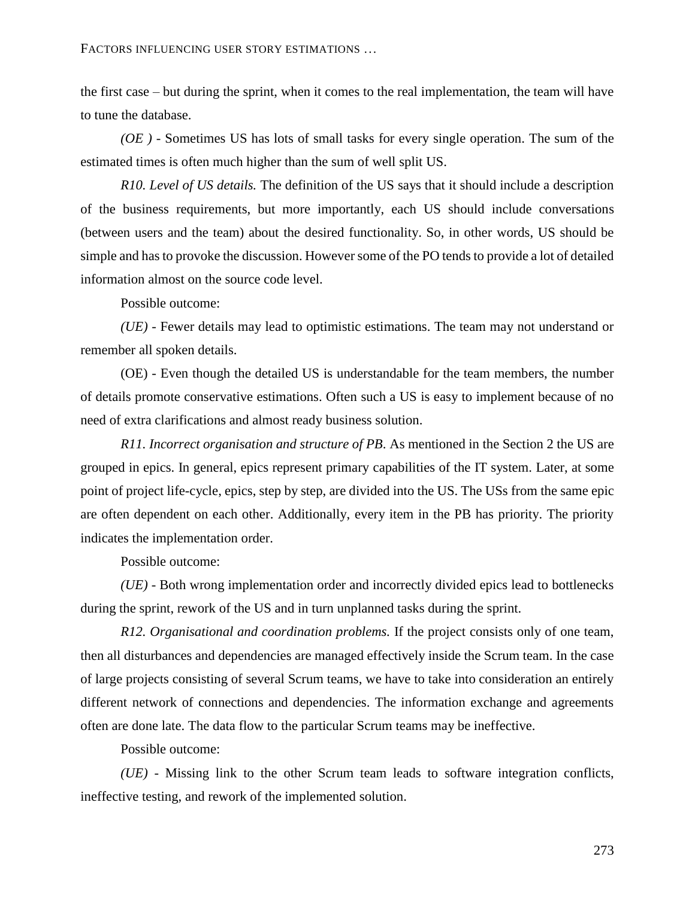the first case – but during the sprint, when it comes to the real implementation, the team will have to tune the database.

*(OE )* - Sometimes US has lots of small tasks for every single operation. The sum of the estimated times is often much higher than the sum of well split US.

*R10. Level of US details.* The definition of the US says that it should include a description of the business requirements, but more importantly, each US should include conversations (between users and the team) about the desired functionality. So, in other words, US should be simple and has to provoke the discussion. However some of the PO tends to provide a lot of detailed information almost on the source code level.

Possible outcome:

*(UE)* - Fewer details may lead to optimistic estimations. The team may not understand or remember all spoken details.

(OE) - Even though the detailed US is understandable for the team members, the number of details promote conservative estimations. Often such a US is easy to implement because of no need of extra clarifications and almost ready business solution.

*R11. Incorrect organisation and structure of PB.* As mentioned in the Section 2 the US are grouped in epics. In general, epics represent primary capabilities of the IT system. Later, at some point of project life-cycle, epics, step by step, are divided into the US. The USs from the same epic are often dependent on each other. Additionally, every item in the PB has priority. The priority indicates the implementation order.

Possible outcome:

*(UE)* - Both wrong implementation order and incorrectly divided epics lead to bottlenecks during the sprint, rework of the US and in turn unplanned tasks during the sprint.

*R12. Organisational and coordination problems.* If the project consists only of one team, then all disturbances and dependencies are managed effectively inside the Scrum team. In the case of large projects consisting of several Scrum teams, we have to take into consideration an entirely different network of connections and dependencies. The information exchange and agreements often are done late. The data flow to the particular Scrum teams may be ineffective.

Possible outcome:

*(UE)* - Missing link to the other Scrum team leads to software integration conflicts, ineffective testing, and rework of the implemented solution.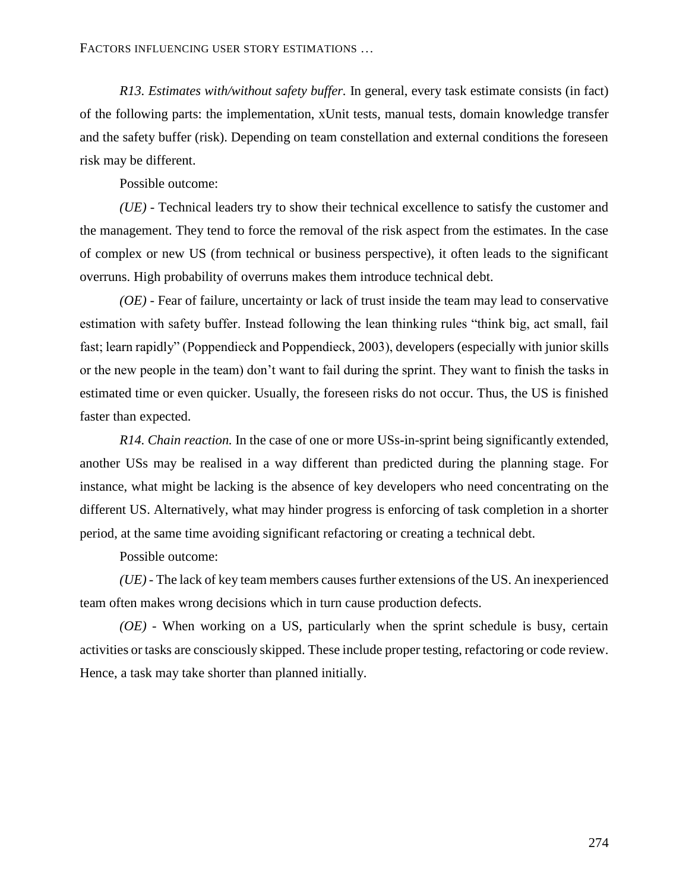*R13. Estimates with/without safety buffer.* In general, every task estimate consists (in fact) of the following parts: the implementation, xUnit tests, manual tests, domain knowledge transfer and the safety buffer (risk). Depending on team constellation and external conditions the foreseen risk may be different.

Possible outcome:

*(UE)* - Technical leaders try to show their technical excellence to satisfy the customer and the management. They tend to force the removal of the risk aspect from the estimates. In the case of complex or new US (from technical or business perspective), it often leads to the significant overruns. High probability of overruns makes them introduce technical debt.

*(OE)* - Fear of failure, uncertainty or lack of trust inside the team may lead to conservative estimation with safety buffer. Instead following the lean thinking rules "think big, act small, fail fast; learn rapidly" (Poppendieck and Poppendieck, 2003), developers (especially with junior skills or the new people in the team) don't want to fail during the sprint. They want to finish the tasks in estimated time or even quicker. Usually, the foreseen risks do not occur. Thus, the US is finished faster than expected.

*R14. Chain reaction.* In the case of one or more USs-in-sprint being significantly extended, another USs may be realised in a way different than predicted during the planning stage. For instance, what might be lacking is the absence of key developers who need concentrating on the different US. Alternatively, what may hinder progress is enforcing of task completion in a shorter period, at the same time avoiding significant refactoring or creating a technical debt.

Possible outcome:

*(UE)* - The lack of key team members causes further extensions of the US. An inexperienced team often makes wrong decisions which in turn cause production defects.

*(OE)* - When working on a US, particularly when the sprint schedule is busy, certain activities or tasks are consciously skipped. These include proper testing, refactoring or code review. Hence, a task may take shorter than planned initially.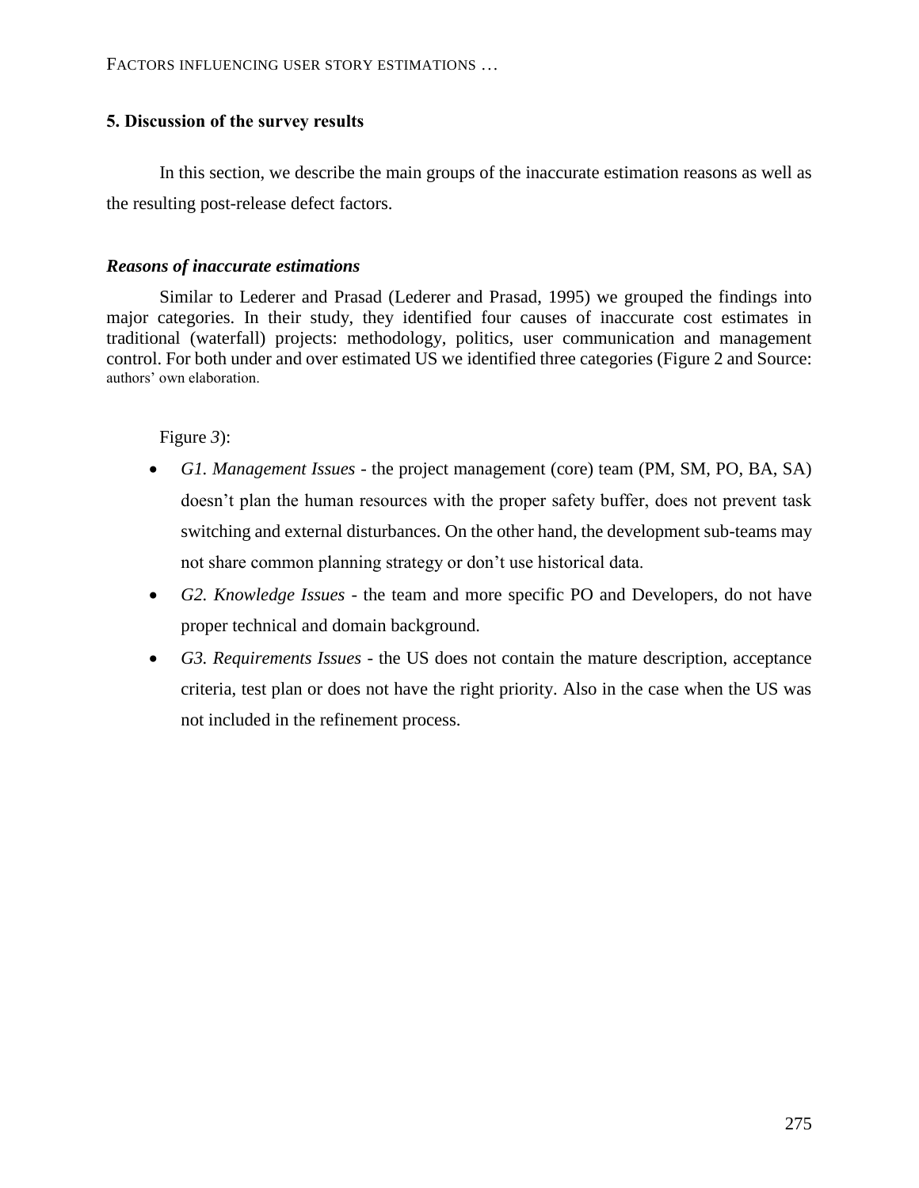## 5. Discussion of the survey results

In this section, we describe the main groups of the inaccurate estimation reasons as well as the resulting post-release defect factors.

### *Reasons of inaccurate estimations*

Similar to Lederer and Prasad (Lederer and Prasad, 1995) we grouped the findings into major categories. In their study, they identified four causes of inaccurate cost estimates in traditional (waterfall) projects: methodology, politics, user communication and management control. For both under and over estimated US we identified three categories (Figure 2 and Source: authors' own elaboration.

Figure *3*):

- *G1. Management Issues* - the project management (core) team (PM, SM, PO, BA, SA) doesn't plan the human resources with the proper safety buffer, does not prevent task switching and external disturbances. On the other hand, the development sub-teams may not share common planning strategy or don't use historical data.
- *G2. Knowledge Issues* - the team and more specific PO and Developers, do not have proper technical and domain background.
- *G3. Requirements Issues* - the US does not contain the mature description, acceptance criteria, test plan or does not have the right priority. Also in the case when the US was not included in the refinement process.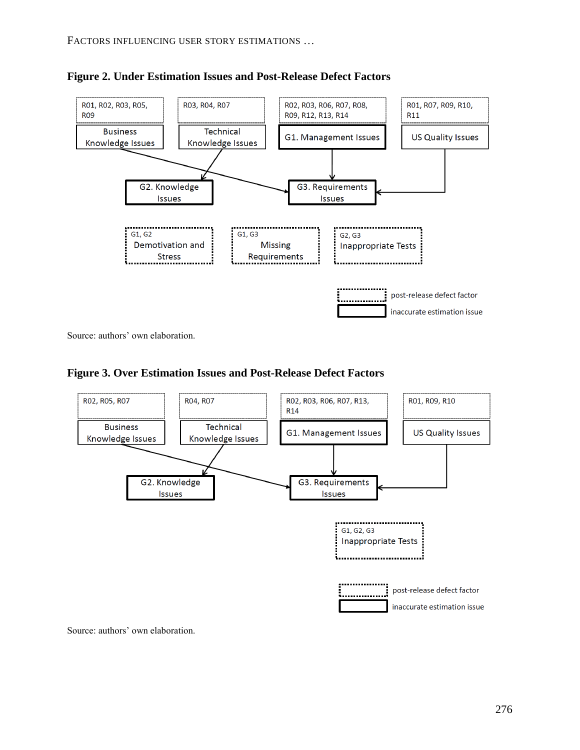**Figure 2. Under Estimation Issues and Post-Release Defect Factors**

Source: authors' own elaboration.

**Figure 3. Over Estimation Issues and Post-Release Defect Factors**

Source: authors' own elaboration.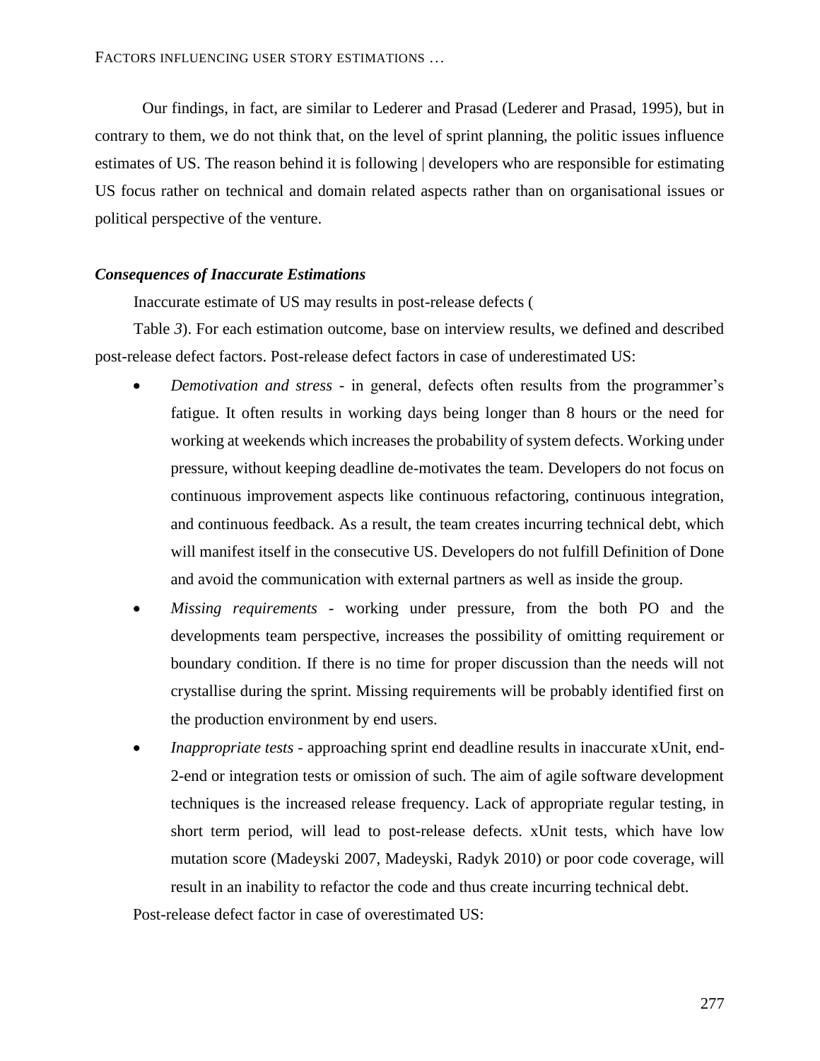Our findings, in fact, are similar to Lederer and Prasad (Lederer and Prasad, 1995), but in contrary to them, we do not think that, on the level of sprint planning, the politic issues influence estimates of US. The reason behind it is following | developers who are responsible for estimating US focus rather on technical and domain related aspects rather than on organisational issues or political perspective of the venture.

### *Consequences of Inaccurate Estimations*

Inaccurate estimate of US may results in post-release defects (

Table *3*). For each estimation outcome, base on interview results, we defined and described post-release defect factors. Post-release defect factors in case of underestimated US:

- *Demotivation and stress* - in general, defects often results from the programmer's fatigue. It often results in working days being longer than 8 hours or the need for working at weekends which increases the probability of system defects. Working under pressure, without keeping deadline de-motivates the team. Developers do not focus on continuous improvement aspects like continuous refactoring, continuous integration, and continuous feedback. As a result, the team creates incurring technical debt, which will manifest itself in the consecutive US. Developers do not fulfill Definition of Done and avoid the communication with external partners as well as inside the group.
- *Missing requirements* - working under pressure, from the both PO and the developments team perspective, increases the possibility of omitting requirement or boundary condition. If there is no time for proper discussion than the needs will not crystallise during the sprint. Missing requirements will be probably identified first on the production environment by end users.
- *Inappropriate tests* - approaching sprint end deadline results in inaccurate xUnit, end-2-end or integration tests or omission of such. The aim of agile software development techniques is the increased release frequency. Lack of appropriate regular testing, in short term period, will lead to post-release defects. xUnit tests, which have low mutation score (Madeyski 2007, Madeyski, Radyk 2010) or poor code coverage, will result in an inability to refactor the code and thus create incurring technical debt.

Post-release defect factor in case of overestimated US: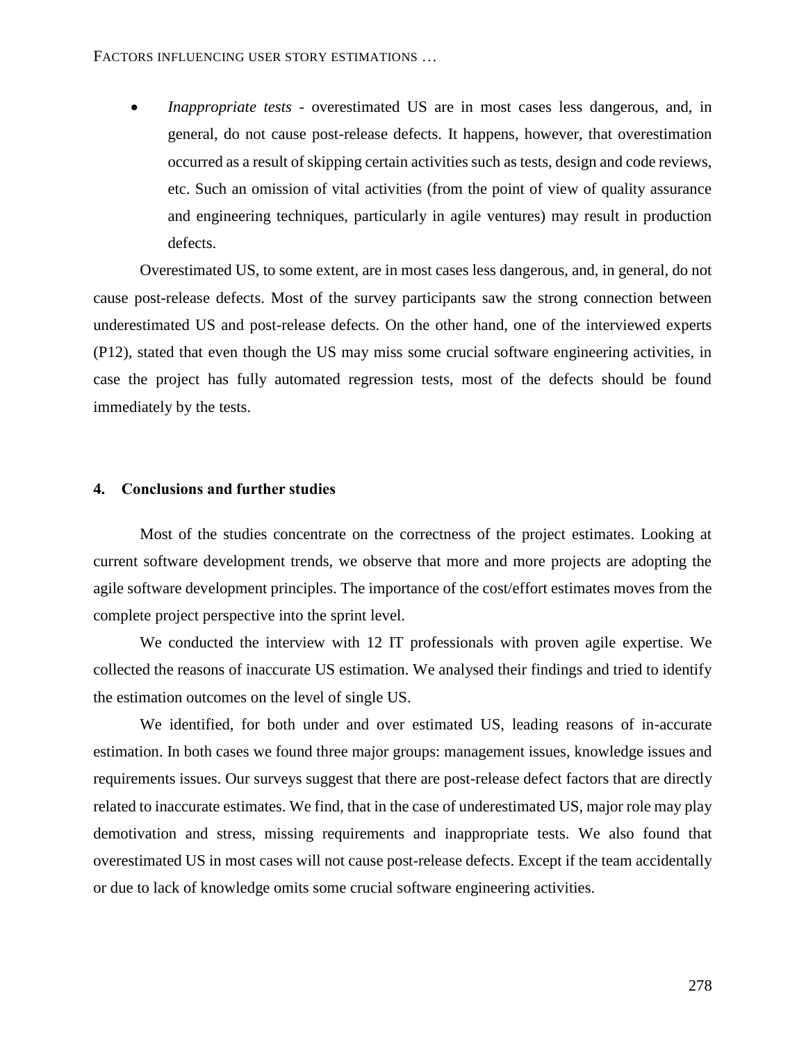- *Inappropriate tests* - overestimated US are in most cases less dangerous, and, in general, do not cause post-release defects. It happens, however, that overestimation occurred as a result of skipping certain activities such as tests, design and code reviews, etc. Such an omission of vital activities (from the point of view of quality assurance and engineering techniques, particularly in agile ventures) may result in production defects.

Overestimated US, to some extent, are in most cases less dangerous, and, in general, do not cause post-release defects. Most of the survey participants saw the strong connection between underestimated US and post-release defects. On the other hand, one of the interviewed experts (P12), stated that even though the US may miss some crucial software engineering activities, in case the project has fully automated regression tests, most of the defects should be found immediately by the tests.

## 4. Conclusions and further studies

Most of the studies concentrate on the correctness of the project estimates. Looking at current software development trends, we observe that more and more projects are adopting the agile software development principles. The importance of the cost/effort estimates moves from the complete project perspective into the sprint level.

We conducted the interview with 12 IT professionals with proven agile expertise. We collected the reasons of inaccurate US estimation. We analysed their findings and tried to identify the estimation outcomes on the level of single US.

We identified, for both under and over estimated US, leading reasons of in-accurate estimation. In both cases we found three major groups: management issues, knowledge issues and requirements issues. Our surveys suggest that there are post-release defect factors that are directly related to inaccurate estimates. We find, that in the case of underestimated US, major role may play demotivation and stress, missing requirements and inappropriate tests. We also found that overestimated US in most cases will not cause post-release defects. Except if the team accidentally or due to lack of knowledge omits some crucial software engineering activities.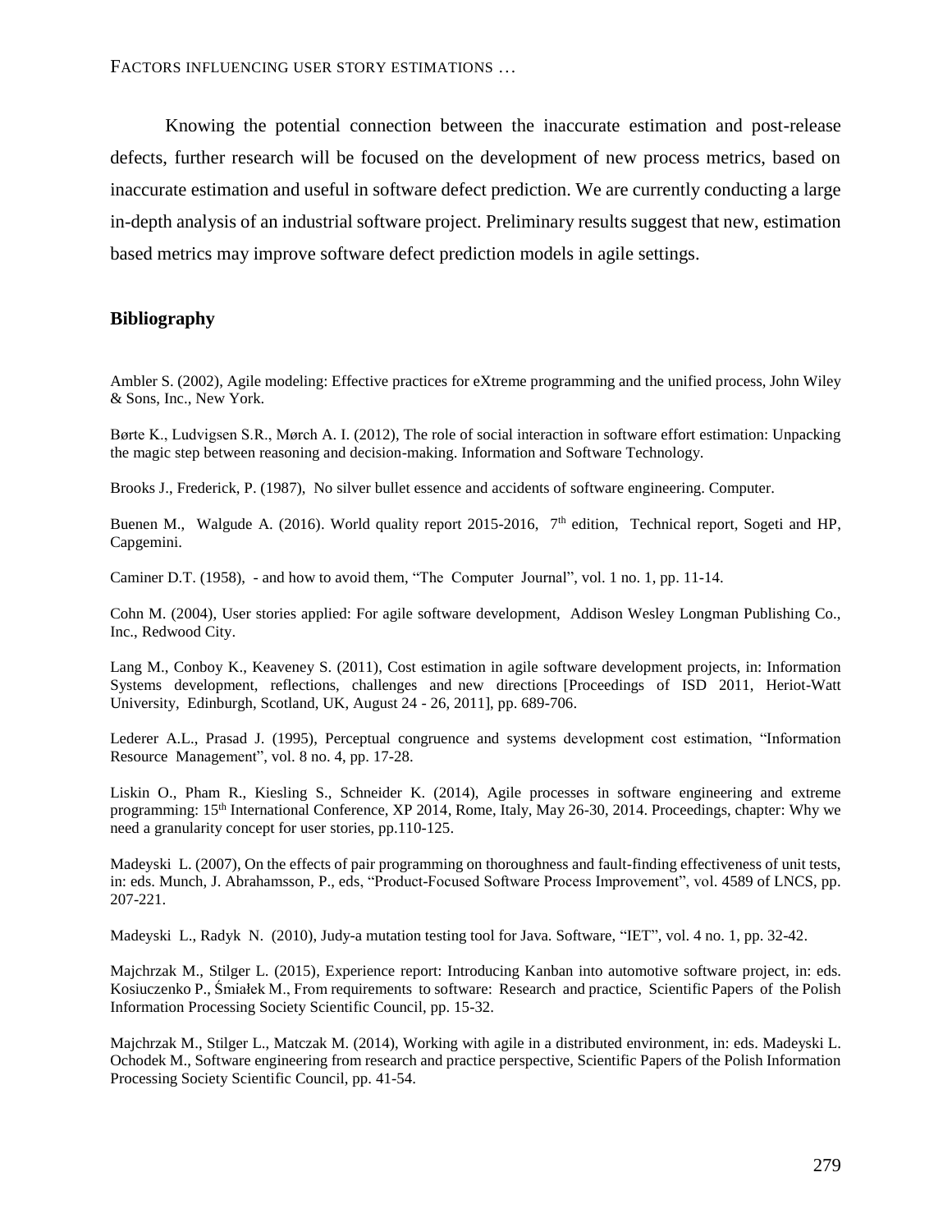Knowing the potential connection between the inaccurate estimation and post-release defects, further research will be focused on the development of new process metrics, based on inaccurate estimation and useful in software defect prediction. We are currently conducting a large in-depth analysis of an industrial software project. Preliminary results suggest that new, estimation based metrics may improve software defect prediction models in agile settings.

## Bibliography

Ambler S. (2002), Agile modeling: Effective practices for eXtreme programming and the unified process, John Wiley & Sons, Inc., New York.

Børte K., Ludvigsen S.R., Mørch A. I. (2012), The role of social interaction in software effort estimation: Unpacking the magic step between reasoning and decision-making. Information and Software Technology.

Brooks J., Frederick, P. (1987), No silver bullet essence and accidents of software engineering. Computer.

Buenen M., Walgude A. (2016). World quality report 2015-2016, 7th edition, Technical report, Sogeti and HP, Capgemini.

Caminer D.T. (1958), - and how to avoid them, "The Computer Journal", vol. 1 no. 1, pp. 11-14.

Cohn M. (2004), User stories applied: For agile software development, Addison Wesley Longman Publishing Co., Inc., Redwood City.

Lang M., Conboy K., Keaveney S. (2011), Cost estimation in agile software development projects, in: Information Systems development, reflections, challenges and new directions [Proceedings of ISD 2011, Heriot-Watt University, Edinburgh, Scotland, UK, August 24 - 26, 2011], pp. 689-706.

Lederer A.L., Prasad J. (1995), Perceptual congruence and systems development cost estimation, "Information Resource Management", vol. 8 no. 4, pp. 17-28.

Liskin O., Pham R., Kiesling S., Schneider K. (2014), Agile processes in software engineering and extreme programming: 15th International Conference, XP 2014, Rome, Italy, May 26-30, 2014. Proceedings, chapter: Why we need a granularity concept for user stories, pp.110-125.

Madeyski L. (2007), On the effects of pair programming on thoroughness and fault-finding effectiveness of unit tests, in: eds. Munch, J. Abrahamsson, P., eds, "Product-Focused Software Process Improvement", vol. 4589 of LNCS, pp. 207-221.

Madeyski L., Radyk N. (2010), Judy-a mutation testing tool for Java. Software, "IET", vol. 4 no. 1, pp. 32-42.

Majchrzak M., Stilger L. (2015), Experience report: Introducing Kanban into automotive software project, in: eds. Kosiuczenko P., Śmiałek M., From requirements to software: Research and practice, Scientific Papers of the Polish Information Processing Society Scientific Council, pp. 15-32.

Majchrzak M., Stilger L., Matczak M. (2014), Working with agile in a distributed environment, in: eds. Madeyski L. Ochodek M., Software engineering from research and practice perspective, Scientific Papers of the Polish Information Processing Society Scientific Council, pp. 41-54.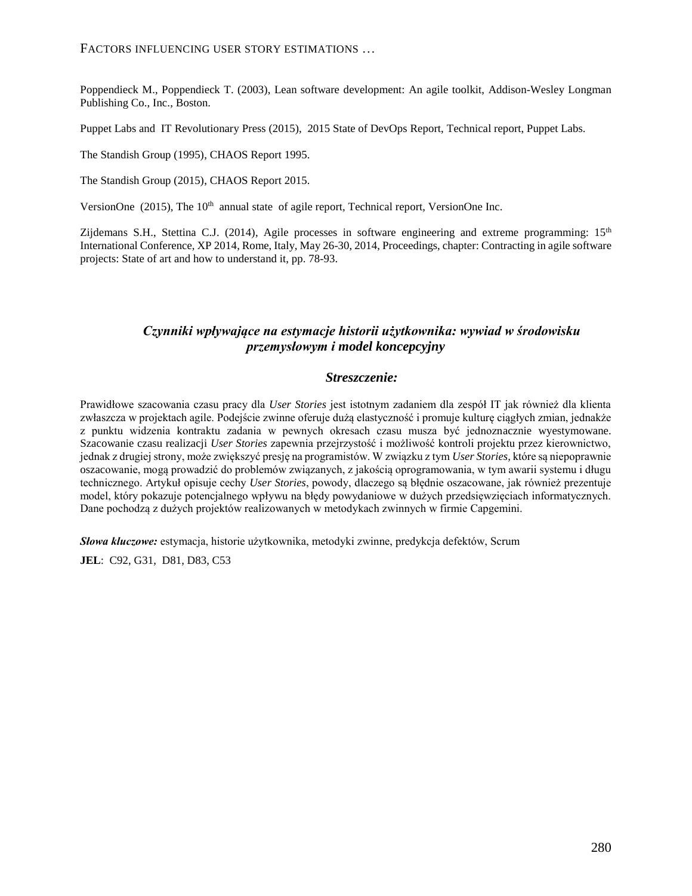Poppendieck M., Poppendieck T. (2003), Lean software development: An agile toolkit, Addison-Wesley Longman Publishing Co., Inc., Boston.

Puppet Labs and IT Revolutionary Press (2015), 2015 State of DevOps Report, Technical report, Puppet Labs.

The Standish Group (1995), CHAOS Report 1995.

The Standish Group (2015), CHAOS Report 2015.

VersionOne (2015), The 10th annual state of agile report, Technical report, VersionOne Inc.

Zijdemans S.H., Stettina C.J. (2014), Agile processes in software engineering and extreme programming: 15th International Conference, XP 2014, Rome, Italy, May 26-30, 2014, Proceedings, chapter: Contracting in agile software projects: State of art and how to understand it, pp. 78-93.

## *Czynniki wpływające na estymacje historii użytkownika: wywiad w środowisku przemysłowym i model koncepcyjny*

### *Streszczenie:*

Prawidłowe szacowania czasu pracy dla *User Stories* jest istotnym zadaniem dla zespół IT jak również dla klienta zwłaszcza w projektach agile. Podejście zwinne oferuje dużą elastyczność i promuje kulturę ciągłych zmian, jednakże z punktu widzenia kontraktu zadania w pewnych okresach czasu musza być jednoznacznie wyestymowane. Szacowanie czasu realizacji *User Stories* zapewnia przejrzystość i możliwość kontroli projektu przez kierownictwo, jednak z drugiej strony, może zwiększyć presję na programistów. W związku z tym *User Stories*, które są niepoprawnie oszacowanie, mogą prowadzić do problemów związanych, z jakością oprogramowania, w tym awarii systemu i długu technicznego. Artykuł opisuje cechy *User Stories*, powody, dlaczego są błędnie oszacowane, jak również prezentuje model, który pokazuje potencjalnego wpływu na błędy powydaniowe w dużych przedsięwzięciach informatycznych. Dane pochodzą z dużych projektów realizowanych w metodykach zwinnych w firmie Capgemini.

***Słowa kluczowe:*** estymacja, historie użytkownika, metodyki zwinne, predykcja defektów, Scrum

**JEL**: C92, G31, D81, D83, C53